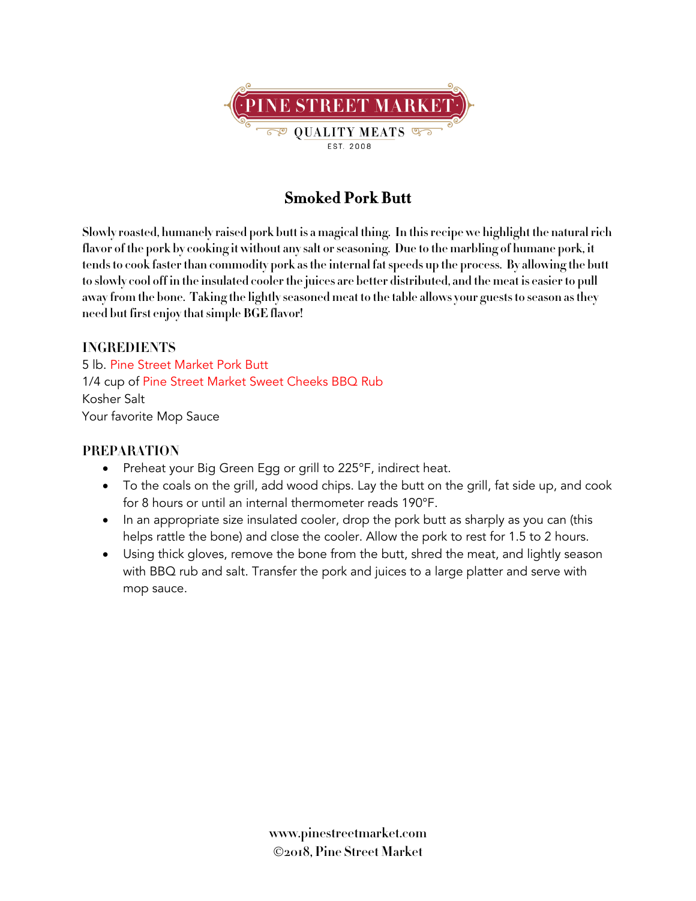PINE STREET MARKET

QUALITY MEATS

EST. 2008

# Smoked Pork Butt

**Slowly roasted, humanely raised pork butt is a magical thing. In this recipe we highlight the natural rich flavor of the pork by cooking it without any salt or seasoning. Due to the marbling of humane pork, it tends to cook faster than commodity pork as the internal fat speeds up the process. By allowing the butt to slowly cool off in the insulated cooler the juices are better distributed, and the meat is easier to pull away from the bone. Taking the lightly seasoned meat to the table allows your guests to season as they need but first enjoy that simple BGE flavor!**

## INGREDIENTS

5 lb. Pine Street Market Pork Butt
1/4 cup of Pine Street Market Sweet Cheeks BBQ Rub
Kosher Salt
Your favorite Mop Sauce

## PREPARATION

- Preheat your Big Green Egg or grill to 225°F, indirect heat.
- To the coals on the grill, add wood chips. Lay the butt on the grill, fat side up, and cook for 8 hours or until an internal thermometer reads 190°F.
- In an appropriate size insulated cooler, drop the pork butt as sharply as you can (this helps rattle the bone) and close the cooler. Allow the pork to rest for 1.5 to 2 hours.
- Using thick gloves, remove the bone from the butt, shred the meat, and lightly season with BBQ rub and salt. Transfer the pork and juices to a large platter and serve with mop sauce.

www.pinestreetmarket.com
©2018, Pine Street Market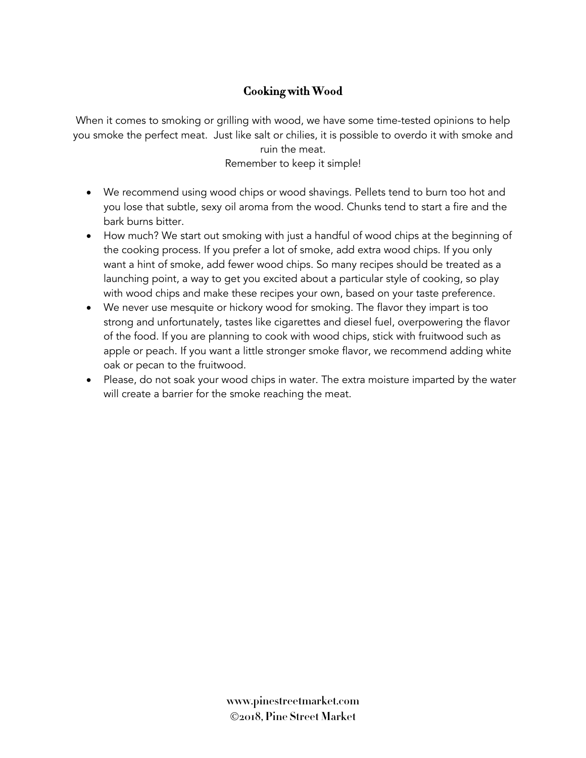## Cooking with Wood

When it comes to smoking or grilling with wood, we have some time-tested opinions to help you smoke the perfect meat. Just like salt or chilies, it is possible to overdo it with smoke and ruin the meat.

Remember to keep it simple!

- We recommend using wood chips or wood shavings. Pellets tend to burn too hot and you lose that subtle, sexy oil aroma from the wood. Chunks tend to start a fire and the bark burns bitter.
- How much? We start out smoking with just a handful of wood chips at the beginning of the cooking process. If you prefer a lot of smoke, add extra wood chips. If you only want a hint of smoke, add fewer wood chips. So many recipes should be treated as a launching point, a way to get you excited about a particular style of cooking, so play with wood chips and make these recipes your own, based on your taste preference.
- We never use mesquite or hickory wood for smoking. The flavor they impart is too strong and unfortunately, tastes like cigarettes and diesel fuel, overpowering the flavor of the food. If you are planning to cook with wood chips, stick with fruitwood such as apple or peach. If you want a little stronger smoke flavor, we recommend adding white oak or pecan to the fruitwood.
- Please, do not soak your wood chips in water. The extra moisture imparted by the water will create a barrier for the smoke reaching the meat.

www.pinestreetmarket.com
©2018, Pine Street Market